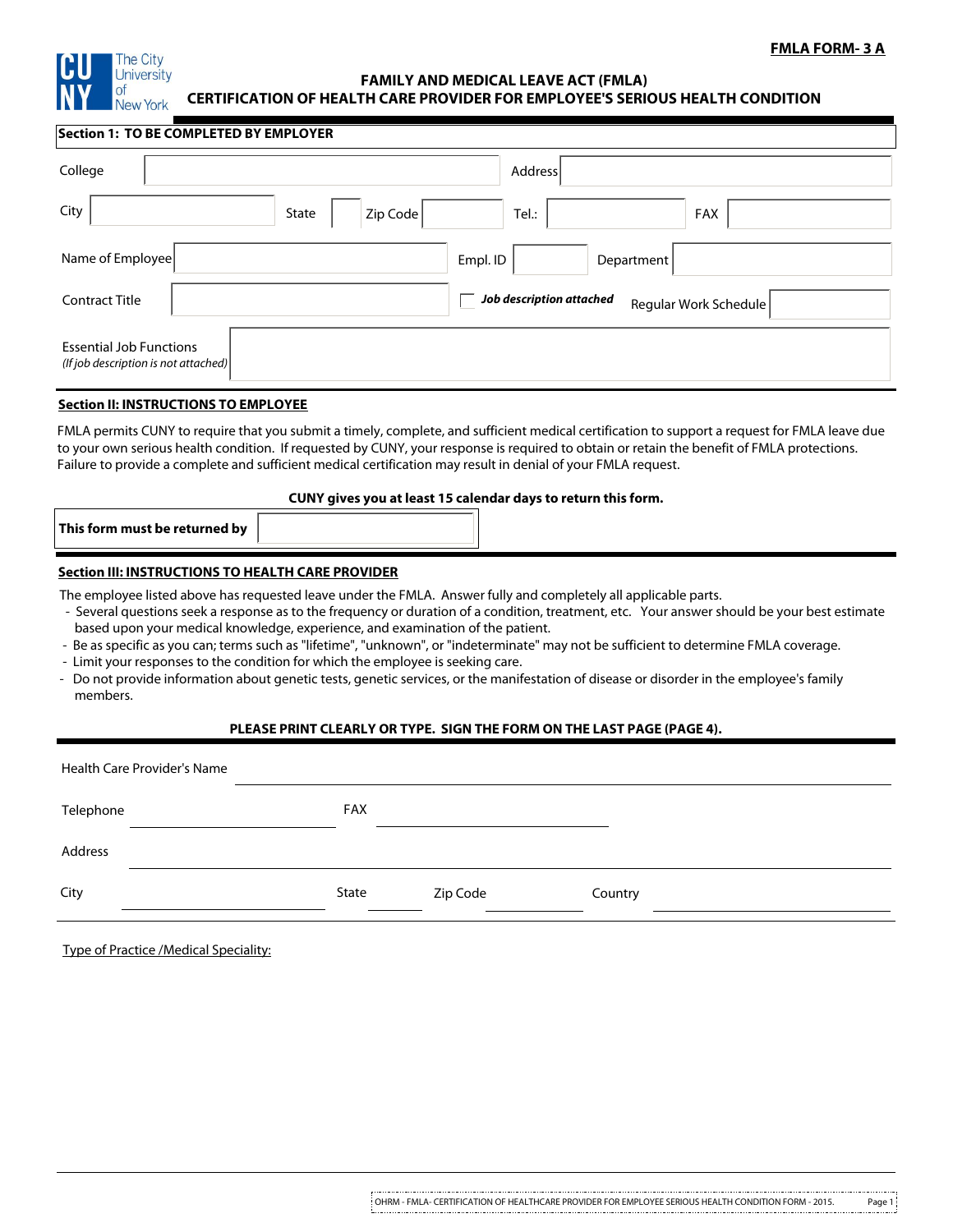**FMLA FORM- 3 A**

The City University of New York

# FAMILY AND MEDICAL LEAVE ACT (FMLA)
## CERTIFICATION OF HEALTH CARE PROVIDER FOR EMPLOYEE'S SERIOUS HEALTH CONDITION

**Section 1: TO BE COMPLETED BY EMPLOYER**

| | | | | | |
|---|---|---|---|---|---|
| College | | Address | | | |
| City | | State | | Zip Code | |
| Tel.: | | FAX | | | |
| Name of Employee | | Empl. ID | | Department | |
| Contract Title | | ☐ *Job description attached* | | Regular Work Schedule | |
| Essential Job Functions *(If job description is not attached)* | | | | | |

**Section II: INSTRUCTIONS TO EMPLOYEE**

FMLA permits CUNY to require that you submit a timely, complete, and sufficient medical certification to support a request for FMLA leave due to your own serious health condition. If requested by CUNY, your response is required to obtain or retain the benefit of FMLA protections. Failure to provide a complete and sufficient medical certification may result in denial of your FMLA request.

**CUNY gives you at least 15 calendar days to return this form.**

| **This form must be returned by** | |
|---|---|

**Section III: INSTRUCTIONS TO HEALTH CARE PROVIDER**

The employee listed above has requested leave under the FMLA. Answer fully and completely all applicable parts.

- Several questions seek a response as to the frequency or duration of a condition, treatment, etc. Your answer should be your best estimate based upon your medical knowledge, experience, and examination of the patient.
- Be as specific as you can; terms such as "lifetime", "unknown", or "indeterminate" may not be sufficient to determine FMLA coverage.
- Limit your responses to the condition for which the employee is seeking care.
- Do not provide information about genetic tests, genetic services, or the manifestation of disease or disorder in the employee's family members.

**PLEASE PRINT CLEARLY OR TYPE. SIGN THE FORM ON THE LAST PAGE (PAGE 4).**

Health Care Provider's Name ________________________________

Telephone ________________ FAX ________________

Address ________________________________

City ________________ State ________ Zip Code ________ Country ________________

Type of Practice /Medical Speciality: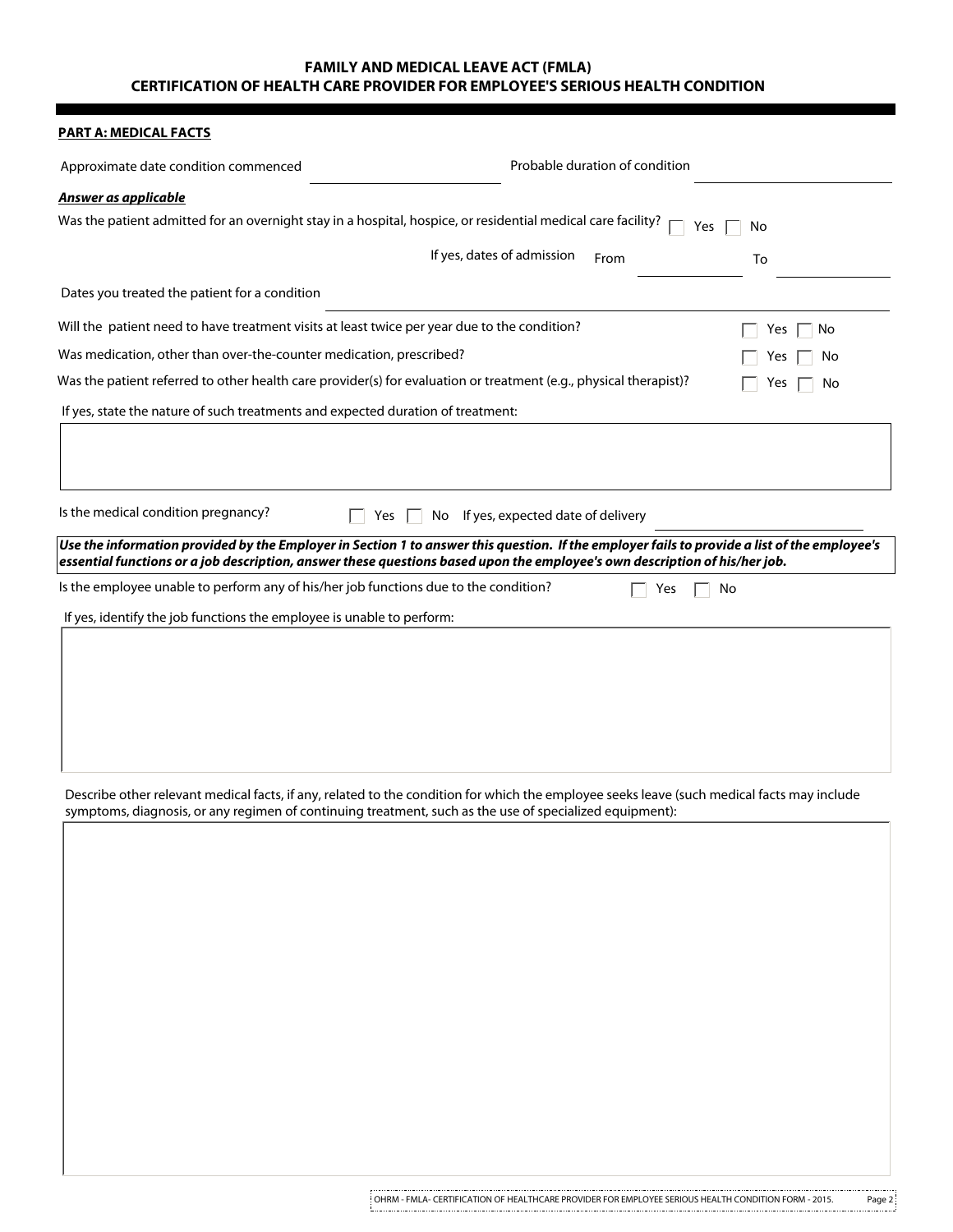# FAMILY AND MEDICAL LEAVE ACT (FMLA)
## CERTIFICATION OF HEALTH CARE PROVIDER FOR EMPLOYEE'S SERIOUS HEALTH CONDITION

**PART A: MEDICAL FACTS**

Approximate date condition commenced ____________________ Probable duration of condition ____________________

***Answer as applicable***

Was the patient admitted for an overnight stay in a hospital, hospice, or residential medical care facility? ☐ Yes ☐ No

If yes, dates of admission From ____________________ To ____________________

Dates you treated the patient for a condition ________________________________________

Will the patient need to have treatment visits at least twice per year due to the condition? ☐ Yes ☐ No

Was medication, other than over-the-counter medication, prescribed? ☐ Yes ☐ No

Was the patient referred to other health care provider(s) for evaluation or treatment (e.g., physical therapist)? ☐ Yes ☐ No

If yes, state the nature of such treatments and expected duration of treatment:

&nbsp;

Is the medical condition pregnancy? ☐ Yes ☐ No If yes, expected date of delivery ____________________

***Use the information provided by the Employer in Section 1 to answer this question. If the employer fails to provide a list of the employee's essential functions or a job description, answer these questions based upon the employee's own description of his/her job.***

Is the employee unable to perform any of his/her job functions due to the condition? ☐ Yes ☐ No

If yes, identify the job functions the employee is unable to perform:

&nbsp;

Describe other relevant medical facts, if any, related to the condition for which the employee seeks leave (such medical facts may include symptoms, diagnosis, or any regimen of continuing treatment, such as the use of specialized equipment):

&nbsp;

OHRM - FMLA- CERTIFICATION OF HEALTHCARE PROVIDER FOR EMPLOYEE SERIOUS HEALTH CONDITION FORM - 2015.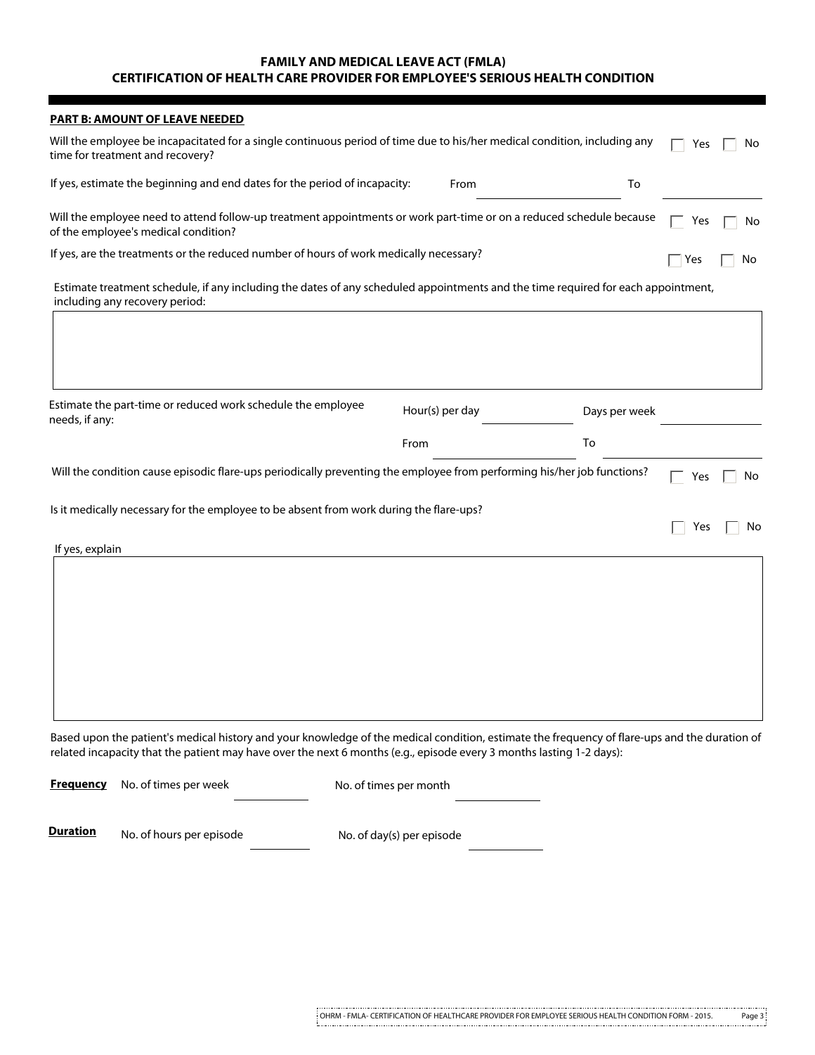# FAMILY AND MEDICAL LEAVE ACT (FMLA)
## CERTIFICATION OF HEALTH CARE PROVIDER FOR EMPLOYEE'S SERIOUS HEALTH CONDITION

**PART B: AMOUNT OF LEAVE NEEDED**

Will the employee be incapacitated for a single continuous period of time due to his/her medical condition, including any time for treatment and recovery? ☐ Yes ☐ No

If yes, estimate the beginning and end dates for the period of incapacity: From ____________ To ____________

Will the employee need to attend follow-up treatment appointments or work part-time or on a reduced schedule because of the employee's medical condition? ☐ Yes ☐ No

If yes, are the treatments or the reduced number of hours of work medically necessary? ☐ Yes ☐ No

Estimate treatment schedule, if any including the dates of any scheduled appointments and the time required for each appointment, including any recovery period:

Estimate the part-time or reduced work schedule the employee needs, if any: Hour(s) per day ____________ Days per week ____________

From ____________ To ____________

Will the condition cause episodic flare-ups periodically preventing the employee from performing his/her job functions? ☐ Yes ☐ No

Is it medically necessary for the employee to be absent from work during the flare-ups? ☐ Yes ☐ No

If yes, explain

Based upon the patient's medical history and your knowledge of the medical condition, estimate the frequency of flare-ups and the duration of related incapacity that the patient may have over the next 6 months (e.g., episode every 3 months lasting 1-2 days):

**Frequency** No. of times per week ____________ No. of times per month ____________

**Duration** No. of hours per episode ____________ No. of day(s) per episode ____________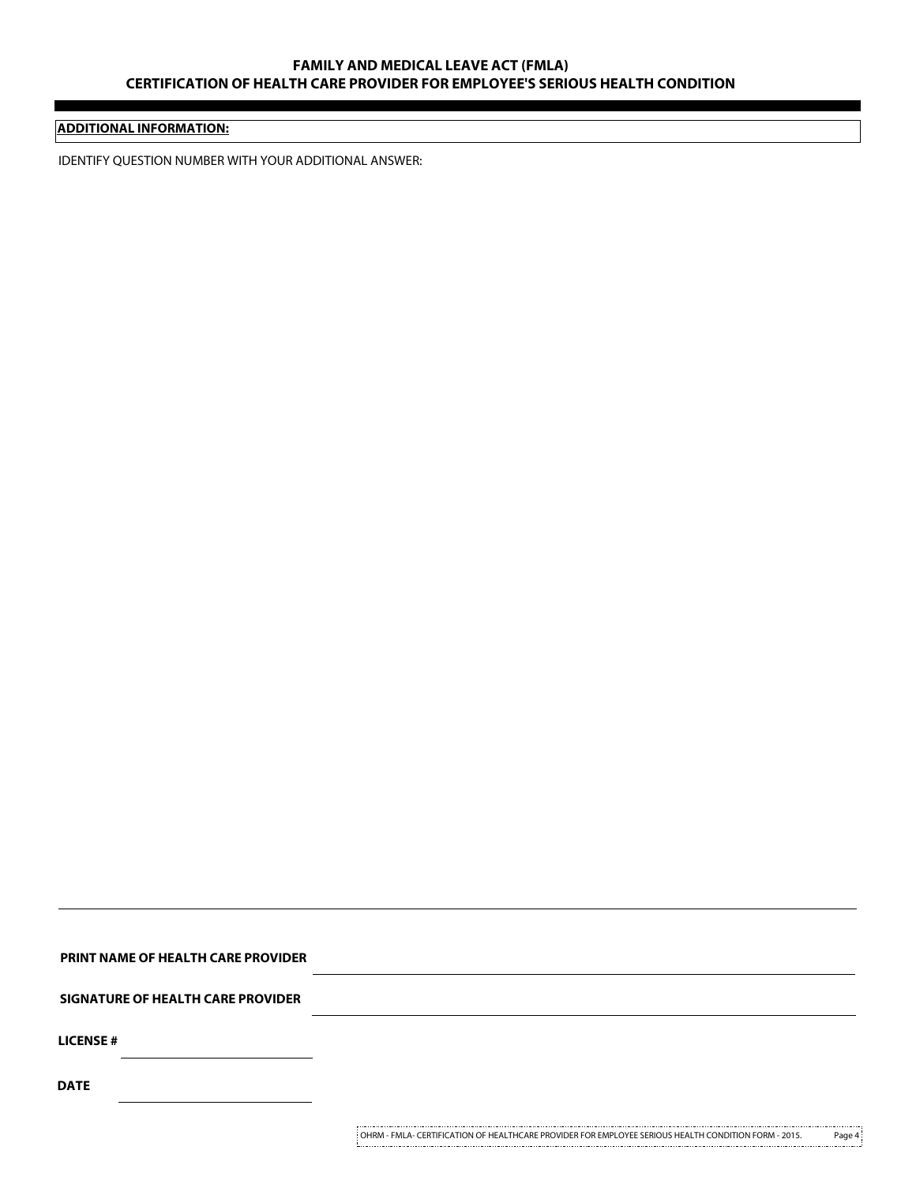# FAMILY AND MEDICAL LEAVE ACT (FMLA)
## CERTIFICATION OF HEALTH CARE PROVIDER FOR EMPLOYEE'S SERIOUS HEALTH CONDITION

**ADDITIONAL INFORMATION:**

IDENTIFY QUESTION NUMBER WITH YOUR ADDITIONAL ANSWER:

**PRINT NAME OF HEALTH CARE PROVIDER** ______________________________

**SIGNATURE OF HEALTH CARE PROVIDER** ______________________________

**LICENSE #** ______________________________

**DATE** ______________________________